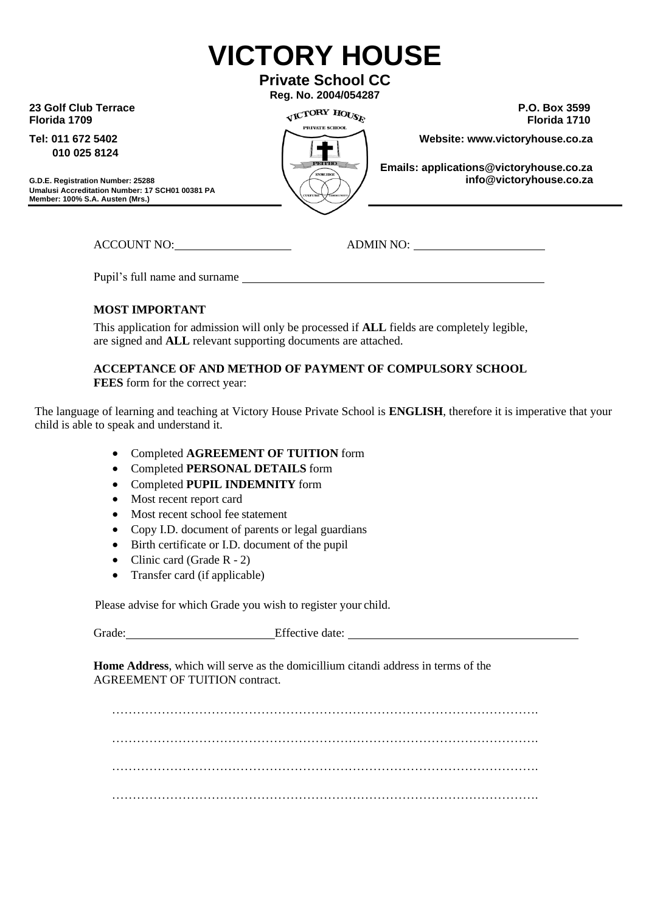# VICTORY HOUSE

**Private School CC**

**Reg. No. 2004/054287**

**23 Golf Club Terrace**
**Florida 1709**

**Tel: 011 672 5402**
**010 025 8124**

**G.D.E. Registration Number: 25288**
**Umalusi Accreditation Number: 17 SCH01 00381 PA**
**Member: 100% S.A. Austen (Mrs.)**

**P.O. Box 3599**
**Florida 1710**

**Website: www.victoryhouse.co.za**

**Emails: applications@victoryhouse.co.za**
**info@victoryhouse.co.za**

ACCOUNT NO: ____________________ ADMIN NO: ______________________

Pupil's full name and surname ______________________________________________________

**MOST IMPORTANT**

This application for admission will only be processed if **ALL** fields are completely legible, are signed and **ALL** relevant supporting documents are attached.

**ACCEPTANCE OF AND METHOD OF PAYMENT OF COMPULSORY SCHOOL FEES** form for the correct year:

The language of learning and teaching at Victory House Private School is **ENGLISH**, therefore it is imperative that your child is able to speak and understand it.

- Completed **AGREEMENT OF TUITION** form
- Completed **PERSONAL DETAILS** form
- Completed **PUPIL INDEMNITY** form
- Most recent report card
- Most recent school fee statement
- Copy I.D. document of parents or legal guardians
- Birth certificate or I.D. document of the pupil
- Clinic card (Grade R - 2)
- Transfer card (if applicable)

Please advise for which Grade you wish to register your child.

Grade: ________________________ Effective date: ______________________________________

**Home Address**, which will serve as the domicillium citandi address in terms of the AGREEMENT OF TUITION contract.

……………………………………………………………………………………….

……………………………………………………………………………………….

……………………………………………………………………………………….

……………………………………………………………………………………….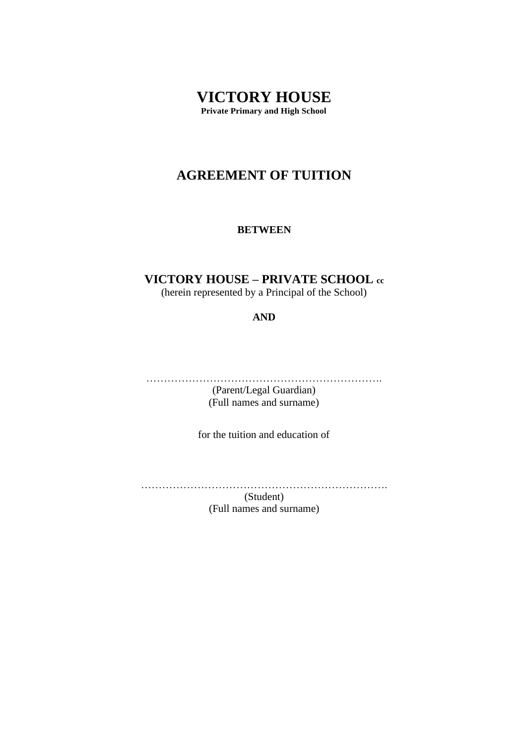# VICTORY HOUSE

**Private Primary and High School**

## AGREEMENT OF TUITION

**BETWEEN**

**VICTORY HOUSE – PRIVATE SCHOOL cc**

(herein represented by a Principal of the School)

**AND**

…………………………………………………………….

(Parent/Legal Guardian)

(Full names and surname)

for the tuition and education of

……………………………………………………………….

(Student)

(Full names and surname)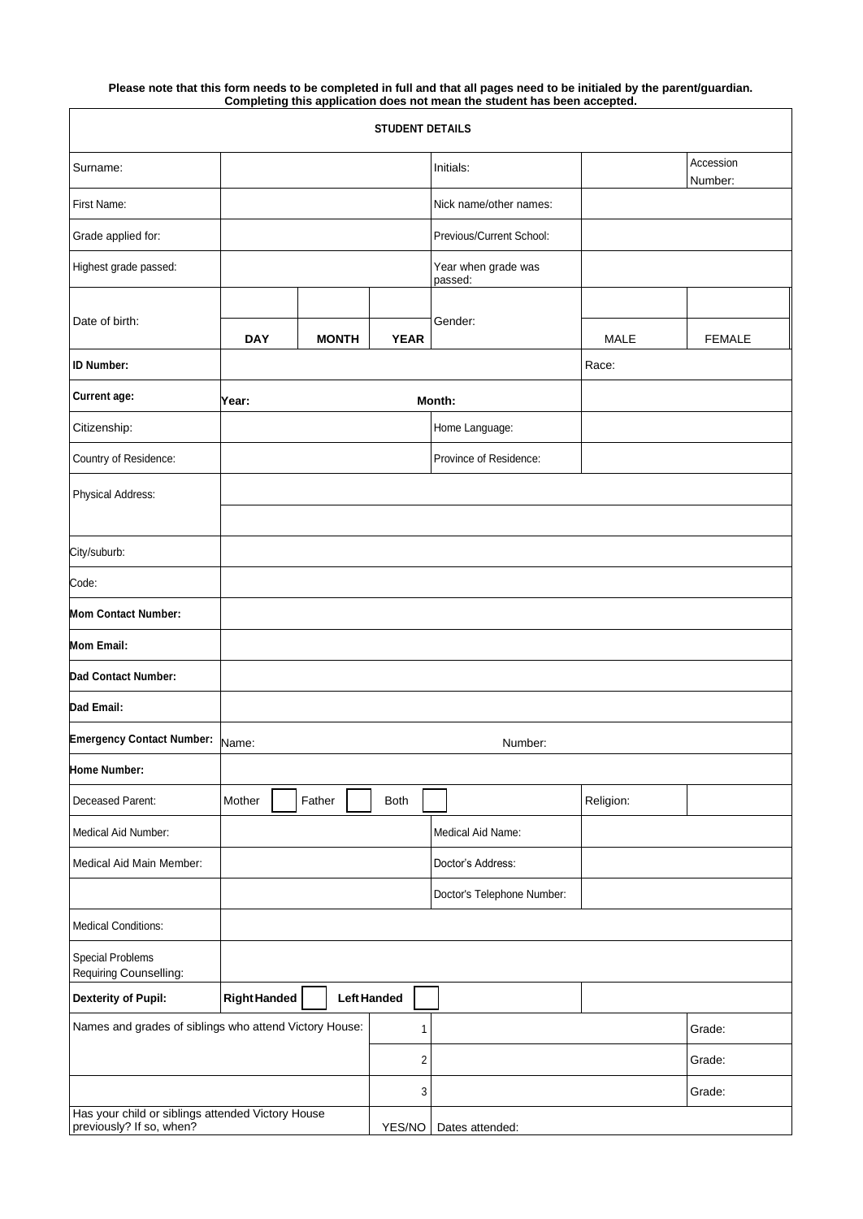**Please note that this form needs to be completed in full and that all pages need to be initialed by the parent/guardian. Completing this application does not mean the student has been accepted.**

| **STUDENT DETAILS** | | | | | | |
|---|---|---|---|---|---|---|
| Surname: | | | | Initials: | | Accession Number: |
| First Name: | | | | Nick name/other names: | | |
| Grade applied for: | | | | Previous/Current School: | | |
| Highest grade passed: | | | | Year when grade was passed: | | |
| Date of birth: | **DAY** | **MONTH** | **YEAR** | Gender: | MALE | FEMALE |
| **ID Number:** | | | | | Race: | |
| **Current age:** | **Year:** | | | **Month:** | | |
| Citizenship: | | | | Home Language: | | |
| Country of Residence: | | | | Province of Residence: | | |
| Physical Address: | | | | | | |
| | | | | | | |
| City/suburb: | | | | | | |
| Code: | | | | | | |
| **Mom Contact Number:** | | | | | | |
| **Mom Email:** | | | | | | |
| **Dad Contact Number:** | | | | | | |
| **Dad Email:** | | | | | | |
| **Emergency Contact Number:** | Name: | | | Number: | | |
| **Home Number:** | | | | | | |
| Deceased Parent: | Mother ☐ | Father ☐ | Both ☐ | | Religion: | |
| Medical Aid Number: | | | | Medical Aid Name: | | |
| Medical Aid Main Member: | | | | Doctor's Address: | | |
| | | | | Doctor's Telephone Number: | | |
| Medical Conditions: | | | | | | |
| Special Problems Requiring Counselling: | | | | | | |
| **Dexterity of Pupil:** | **Right Handed** ☐ | **Left Handed** ☐ | | | | |
| Names and grades of siblings who attend Victory House: | | | 1 | | | Grade: |
| | | | 2 | | | Grade: |
| | | | 3 | | | Grade: |
| Has your child or siblings attended Victory House previously? If so, when? | | | YES/NO | Dates attended: | | |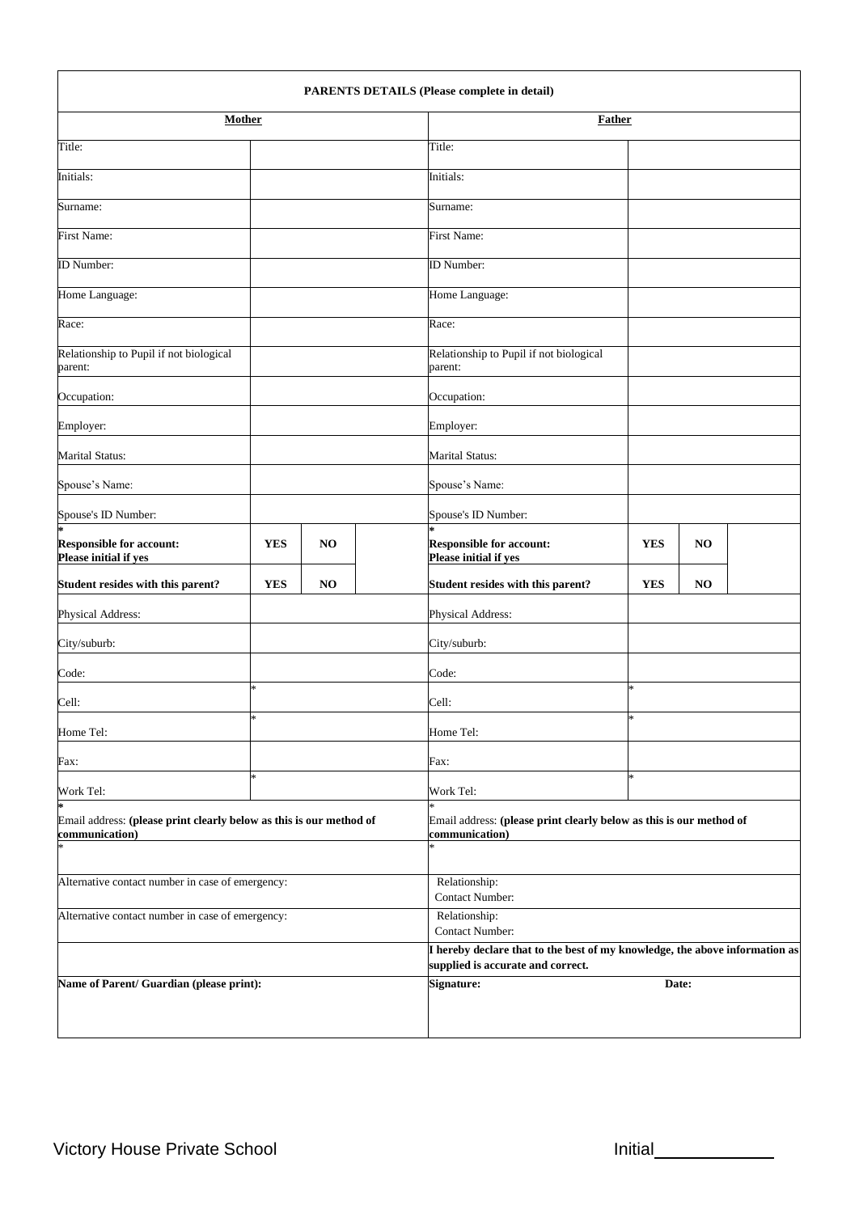| **PARENTS DETAILS (Please complete in detail)** | | | | | | | |
|---|---|---|---|---|---|---|---|
| **Mother** | | | | **Father** | | | |
| Title: | | | | Title: | | | |
| Initials: | | | | Initials: | | | |
| Surname: | | | | Surname: | | | |
| First Name: | | | | First Name: | | | |
| ID Number: | | | | ID Number: | | | |
| Home Language: | | | | Home Language: | | | |
| Race: | | | | Race: | | | |
| Relationship to Pupil if not biological parent: | | | | Relationship to Pupil if not biological parent: | | | |
| Occupation: | | | | Occupation: | | | |
| Employer: | | | | Employer: | | | |
| Marital Status: | | | | Marital Status: | | | |
| Spouse's Name: | | | | Spouse's Name: | | | |
| Spouse's ID Number: | | | | Spouse's ID Number: | | | |
| * **Responsible for account: Please initial if yes** | **YES** | **NO** | | * **Responsible for account: Please initial if yes** | **YES** | **NO** | |
| **Student resides with this parent?** | **YES** | **NO** | | **Student resides with this parent?** | **YES** | **NO** | |
| Physical Address: | | | | Physical Address: | | | |
| City/suburb: | | | | City/suburb: | | | |
| Code: | | | | Code: | | | |
| Cell: | * | | | Cell: | * | | |
| Home Tel: | * | | | Home Tel: | * | | |
| Fax: | | | | Fax: | | | |
| Work Tel: | * | | | Work Tel: | * | | |
| * Email address: **(please print clearly below as this is our method of communication)** | | | | * Email address: **(please print clearly below as this is our method of communication)** | | | |
| * | | | | * | | | |
| Alternative contact number in case of emergency: | | | | Relationship: Contact Number: | | | |
| Alternative contact number in case of emergency: | | | | Relationship: Contact Number: | | | |
| | | | | **I hereby declare that to the best of my knowledge, the above information as supplied is accurate and correct.** | | | |
| **Name of Parent/ Guardian (please print):** | | | | **Signature:** | | **Date:** | |

Victory House Private School

Initial____________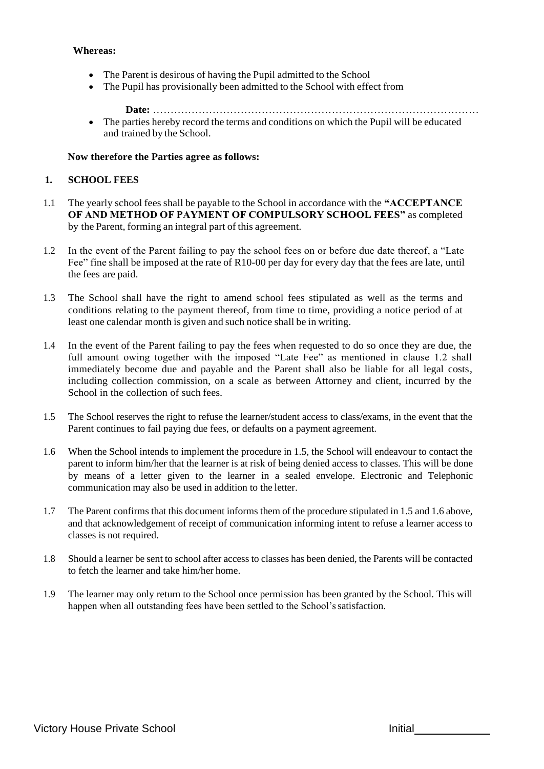**Whereas:**

- The Parent is desirous of having the Pupil admitted to the School
- The Pupil has provisionally been admitted to the School with effect from

  **Date:** ………………………………………………………………………………
- The parties hereby record the terms and conditions on which the Pupil will be educated and trained by the School.

**Now therefore the Parties agree as follows:**

## 1. SCHOOL FEES

1.1 The yearly school fees shall be payable to the School in accordance with the **"ACCEPTANCE OF AND METHOD OF PAYMENT OF COMPULSORY SCHOOL FEES"** as completed by the Parent, forming an integral part of this agreement.

1.2 In the event of the Parent failing to pay the school fees on or before due date thereof, a "Late Fee" fine shall be imposed at the rate of R10-00 per day for every day that the fees are late, until the fees are paid.

1.3 The School shall have the right to amend school fees stipulated as well as the terms and conditions relating to the payment thereof, from time to time, providing a notice period of at least one calendar month is given and such notice shall be in writing.

1.4 In the event of the Parent failing to pay the fees when requested to do so once they are due, the full amount owing together with the imposed "Late Fee" as mentioned in clause 1.2 shall immediately become due and payable and the Parent shall also be liable for all legal costs, including collection commission, on a scale as between Attorney and client, incurred by the School in the collection of such fees.

1.5 The School reserves the right to refuse the learner/student access to class/exams, in the event that the Parent continues to fail paying due fees, or defaults on a payment agreement.

1.6 When the School intends to implement the procedure in 1.5, the School will endeavour to contact the parent to inform him/her that the learner is at risk of being denied access to classes. This will be done by means of a letter given to the learner in a sealed envelope. Electronic and Telephonic communication may also be used in addition to the letter.

1.7 The Parent confirms that this document informs them of the procedure stipulated in 1.5 and 1.6 above, and that acknowledgement of receipt of communication informing intent to refuse a learner access to classes is not required.

1.8 Should a learner be sent to school after access to classes has been denied, the Parents will be contacted to fetch the learner and take him/her home.

1.9 The learner may only return to the School once permission has been granted by the School. This will happen when all outstanding fees have been settled to the School's satisfaction.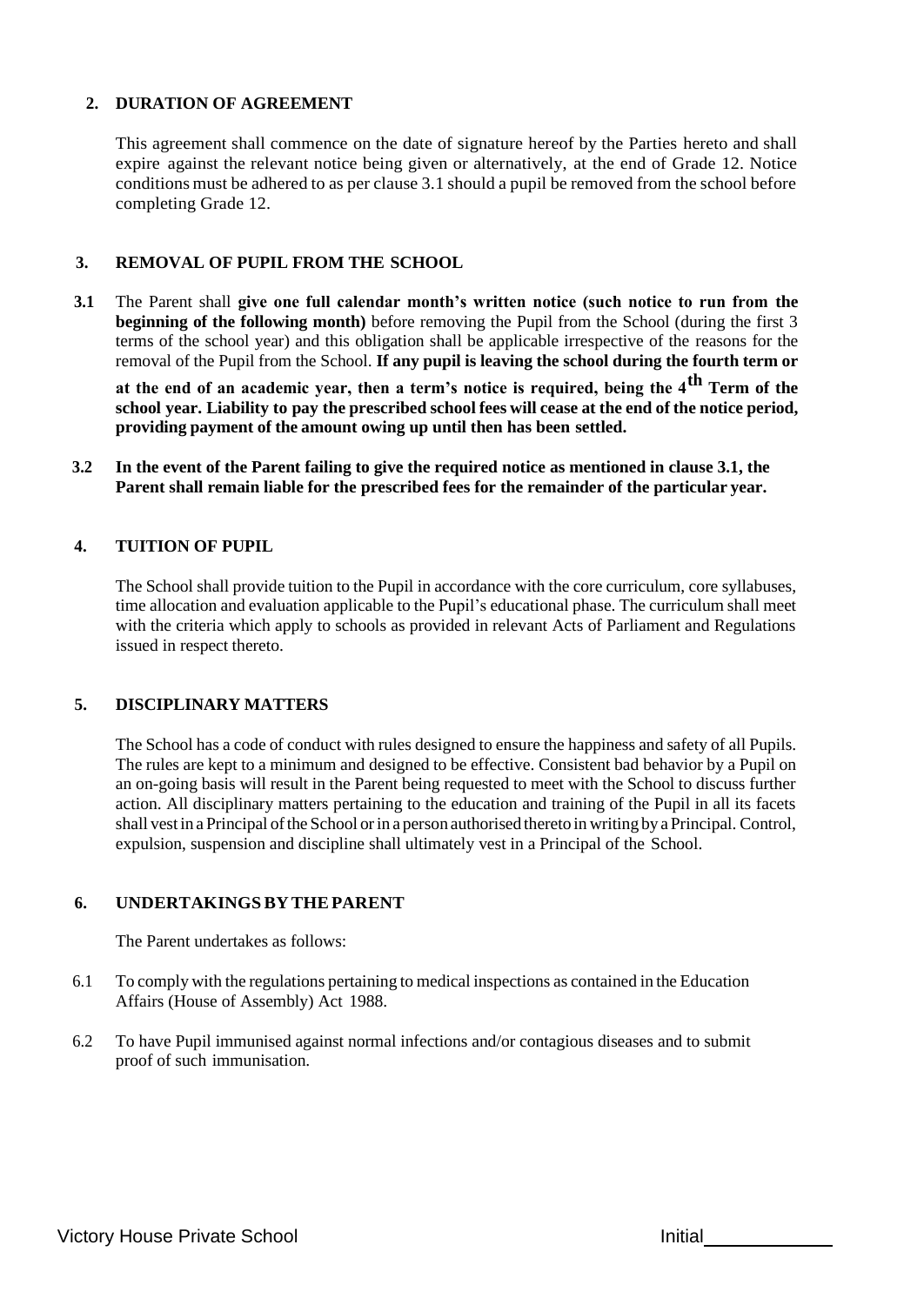## 2. DURATION OF AGREEMENT

This agreement shall commence on the date of signature hereof by the Parties hereto and shall expire against the relevant notice being given or alternatively, at the end of Grade 12. Notice conditions must be adhered to as per clause 3.1 should a pupil be removed from the school before completing Grade 12.

## 3. REMOVAL OF PUPIL FROM THE SCHOOL

**3.1** The Parent shall **give one full calendar month's written notice (such notice to run from the beginning of the following month)** before removing the Pupil from the School (during the first 3 terms of the school year) and this obligation shall be applicable irrespective of the reasons for the removal of the Pupil from the School. **If any pupil is leaving the school during the fourth term or at the end of an academic year, then a term's notice is required, being the 4th Term of the school year. Liability to pay the prescribed school fees will cease at the end of the notice period, providing payment of the amount owing up until then has been settled.**

**3.2 In the event of the Parent failing to give the required notice as mentioned in clause 3.1, the Parent shall remain liable for the prescribed fees for the remainder of the particular year.**

## 4. TUITION OF PUPIL

The School shall provide tuition to the Pupil in accordance with the core curriculum, core syllabuses, time allocation and evaluation applicable to the Pupil's educational phase. The curriculum shall meet with the criteria which apply to schools as provided in relevant Acts of Parliament and Regulations issued in respect thereto.

## 5. DISCIPLINARY MATTERS

The School has a code of conduct with rules designed to ensure the happiness and safety of all Pupils. The rules are kept to a minimum and designed to be effective. Consistent bad behavior by a Pupil on an on-going basis will result in the Parent being requested to meet with the School to discuss further action. All disciplinary matters pertaining to the education and training of the Pupil in all its facets shall vest in a Principal of the School or in a person authorised thereto in writing by a Principal. Control, expulsion, suspension and discipline shall ultimately vest in a Principal of the School.

## 6. UNDERTAKINGS BY THE PARENT

The Parent undertakes as follows:

6.1 To comply with the regulations pertaining to medical inspections as contained in the Education Affairs (House of Assembly) Act 1988.

6.2 To have Pupil immunised against normal infections and/or contagious diseases and to submit proof of such immunisation.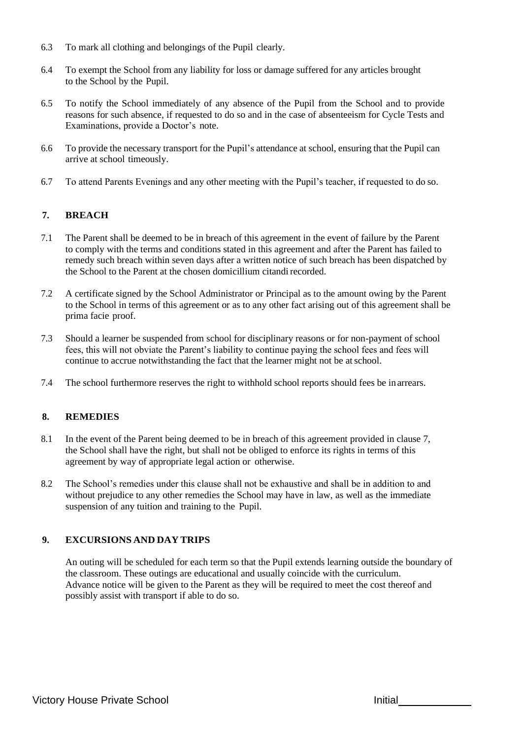6.3 To mark all clothing and belongings of the Pupil clearly.

6.4 To exempt the School from any liability for loss or damage suffered for any articles brought to the School by the Pupil.

6.5 To notify the School immediately of any absence of the Pupil from the School and to provide reasons for such absence, if requested to do so and in the case of absenteeism for Cycle Tests and Examinations, provide a Doctor's note.

6.6 To provide the necessary transport for the Pupil's attendance at school, ensuring that the Pupil can arrive at school timeously.

6.7 To attend Parents Evenings and any other meeting with the Pupil's teacher, if requested to do so.

## 7. BREACH

7.1 The Parent shall be deemed to be in breach of this agreement in the event of failure by the Parent to comply with the terms and conditions stated in this agreement and after the Parent has failed to remedy such breach within seven days after a written notice of such breach has been dispatched by the School to the Parent at the chosen domicillium citandi recorded.

7.2 A certificate signed by the School Administrator or Principal as to the amount owing by the Parent to the School in terms of this agreement or as to any other fact arising out of this agreement shall be prima facie proof.

7.3 Should a learner be suspended from school for disciplinary reasons or for non-payment of school fees, this will not obviate the Parent's liability to continue paying the school fees and fees will continue to accrue notwithstanding the fact that the learner might not be at school.

7.4 The school furthermore reserves the right to withhold school reports should fees be in arrears.

## 8. REMEDIES

8.1 In the event of the Parent being deemed to be in breach of this agreement provided in clause 7, the School shall have the right, but shall not be obliged to enforce its rights in terms of this agreement by way of appropriate legal action or otherwise.

8.2 The School's remedies under this clause shall not be exhaustive and shall be in addition to and without prejudice to any other remedies the School may have in law, as well as the immediate suspension of any tuition and training to the Pupil.

## 9. EXCURSIONS AND DAY TRIPS

An outing will be scheduled for each term so that the Pupil extends learning outside the boundary of the classroom. These outings are educational and usually coincide with the curriculum. Advance notice will be given to the Parent as they will be required to meet the cost thereof and possibly assist with transport if able to do so.

Victory House Private School Initial ____________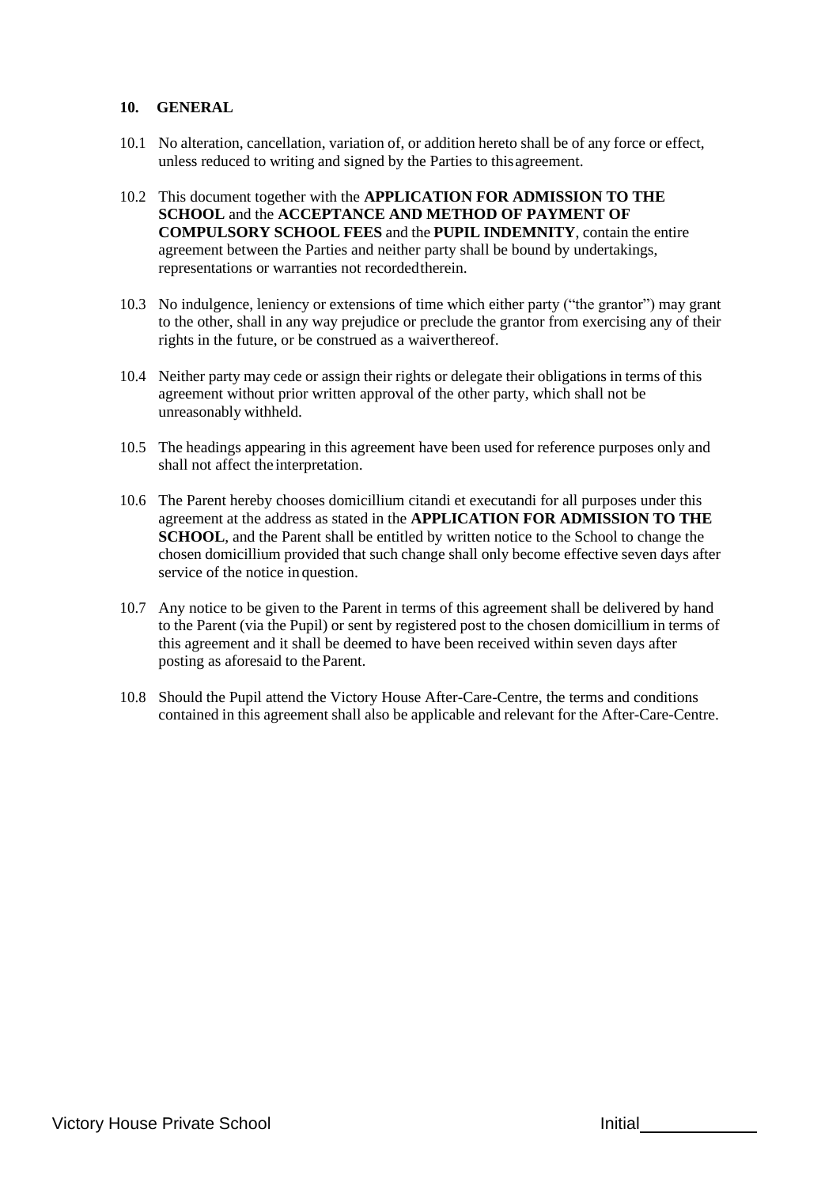## 10. GENERAL

10.1 No alteration, cancellation, variation of, or addition hereto shall be of any force or effect, unless reduced to writing and signed by the Parties to this agreement.

10.2 This document together with the **APPLICATION FOR ADMISSION TO THE SCHOOL** and the **ACCEPTANCE AND METHOD OF PAYMENT OF COMPULSORY SCHOOL FEES** and the **PUPIL INDEMNITY**, contain the entire agreement between the Parties and neither party shall be bound by undertakings, representations or warranties not recorded therein.

10.3 No indulgence, leniency or extensions of time which either party ("the grantor") may grant to the other, shall in any way prejudice or preclude the grantor from exercising any of their rights in the future, or be construed as a waiver thereof.

10.4 Neither party may cede or assign their rights or delegate their obligations in terms of this agreement without prior written approval of the other party, which shall not be unreasonably withheld.

10.5 The headings appearing in this agreement have been used for reference purposes only and shall not affect the interpretation.

10.6 The Parent hereby chooses domicillium citandi et executandi for all purposes under this agreement at the address as stated in the **APPLICATION FOR ADMISSION TO THE SCHOOL**, and the Parent shall be entitled by written notice to the School to change the chosen domicillium provided that such change shall only become effective seven days after service of the notice in question.

10.7 Any notice to be given to the Parent in terms of this agreement shall be delivered by hand to the Parent (via the Pupil) or sent by registered post to the chosen domicillium in terms of this agreement and it shall be deemed to have been received within seven days after posting as aforesaid to the Parent.

10.8 Should the Pupil attend the Victory House After-Care-Centre, the terms and conditions contained in this agreement shall also be applicable and relevant for the After-Care-Centre.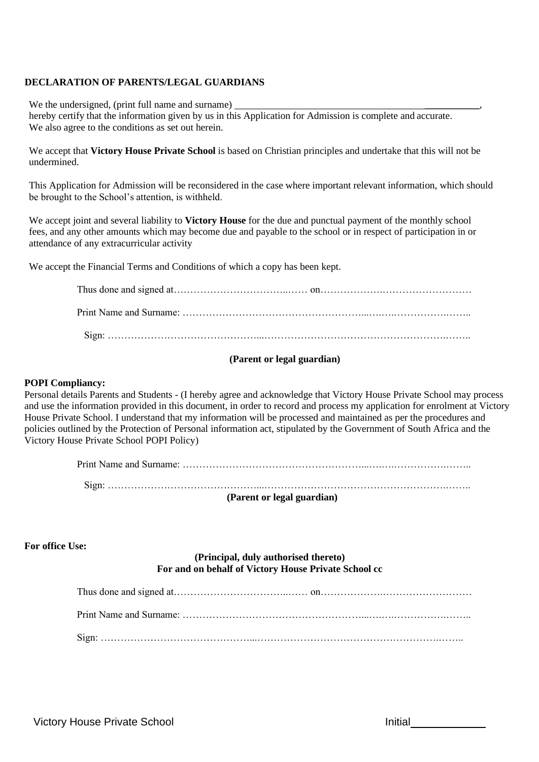**DECLARATION OF PARENTS/LEGAL GUARDIANS**

We the undersigned, (print full name and surname) ________________________________________________,
hereby certify that the information given by us in this Application for Admission is complete and accurate.
We also agree to the conditions as set out herein.

We accept that **Victory House Private School** is based on Christian principles and undertake that this will not be undermined.

This Application for Admission will be reconsidered in the case where important relevant information, which should be brought to the School's attention, is withheld.

We accept joint and several liability to **Victory House** for the due and punctual payment of the monthly school fees, and any other amounts which may become due and payable to the school or in respect of participation in or attendance of any extracurricular activity

We accept the Financial Terms and Conditions of which a copy has been kept.

Thus done and signed at……………………………..…… on……………….………………………

Print Name and Surname: ………………………………………………...……….…………….……..

Sign: ………………………………………...…………………………………………………….……..

**(Parent or legal guardian)**

**POPI Compliancy:**
Personal details Parents and Students - (I hereby agree and acknowledge that Victory House Private School may process and use the information provided in this document, in order to record and process my application for enrolment at Victory House Private School. I understand that my information will be processed and maintained as per the procedures and policies outlined by the Protection of Personal information act, stipulated by the Government of South Africa and the Victory House Private School POPI Policy)

Print Name and Surname: ………………………………………………...……….…………….……..

Sign: ………………………………………...…………………………………………………….……..

**(Parent or legal guardian)**

**For office Use:**

**(Principal, duly authorised thereto)**
**For and on behalf of Victory House Private School cc**

Thus done and signed at……………………………..…… on……………….………………………

Print Name and Surname: ………………………………………………...……….…………….……..

Sign: ………………………………………...…………………………………………………….……..

Initial____________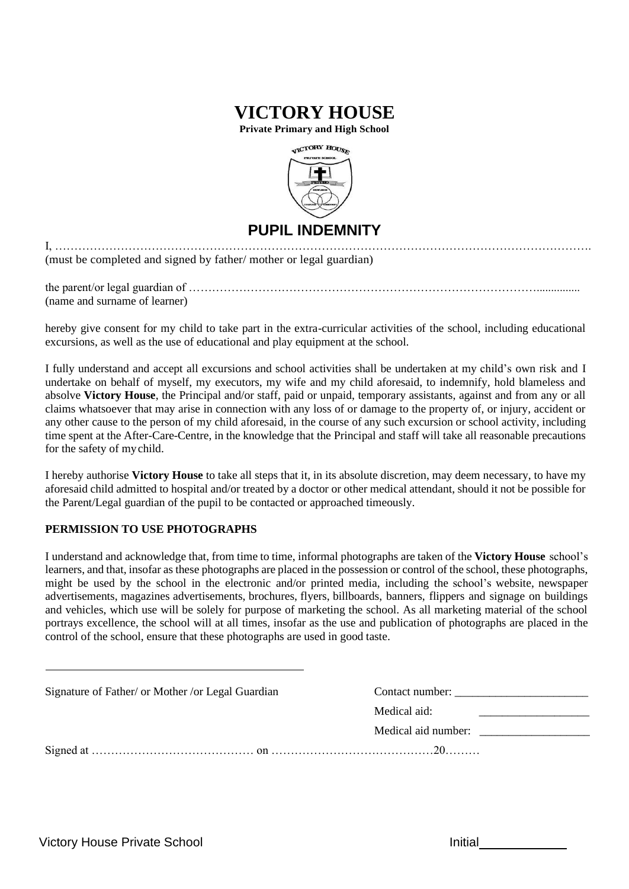# VICTORY HOUSE

**Private Primary and High School**

## PUPIL INDEMNITY

I, ………………………………………………………………………………………………………………………
(must be completed and signed by father/ mother or legal guardian)

the parent/or legal guardian of ………………………………………………………………………………..............
(name and surname of learner)

hereby give consent for my child to take part in the extra-curricular activities of the school, including educational excursions, as well as the use of educational and play equipment at the school.

I fully understand and accept all excursions and school activities shall be undertaken at my child's own risk and I undertake on behalf of myself, my executors, my wife and my child aforesaid, to indemnify, hold blameless and absolve **Victory House**, the Principal and/or staff, paid or unpaid, temporary assistants, against and from any or all claims whatsoever that may arise in connection with any loss of or damage to the property of, or injury, accident or any other cause to the person of my child aforesaid, in the course of any such excursion or school activity, including time spent at the After-Care-Centre, in the knowledge that the Principal and staff will take all reasonable precautions for the safety of my child.

I hereby authorise **Victory House** to take all steps that it, in its absolute discretion, may deem necessary, to have my aforesaid child admitted to hospital and/or treated by a doctor or other medical attendant, should it not be possible for the Parent/Legal guardian of the pupil to be contacted or approached timeously.

**PERMISSION TO USE PHOTOGRAPHS**

I understand and acknowledge that, from time to time, informal photographs are taken of the **Victory House** school's learners, and that, insofar as these photographs are placed in the possession or control of the school, these photographs, might be used by the school in the electronic and/or printed media, including the school's website, newspaper advertisements, magazines advertisements, brochures, flyers, billboards, banners, flippers and signage on buildings and vehicles, which use will be solely for purpose of marketing the school. As all marketing material of the school portrays excellence, the school will at all times, insofar as the use and publication of photographs are placed in the control of the school, ensure that these photographs are used in good taste.

_____________________________________________

Signature of Father/ or Mother /or Legal Guardian

Contact number: ______________________

Medical aid: ___________________

Medical aid number: ___________________

Signed at …………………………………… on ……………………………………20………

Victory House Private School

Initial____________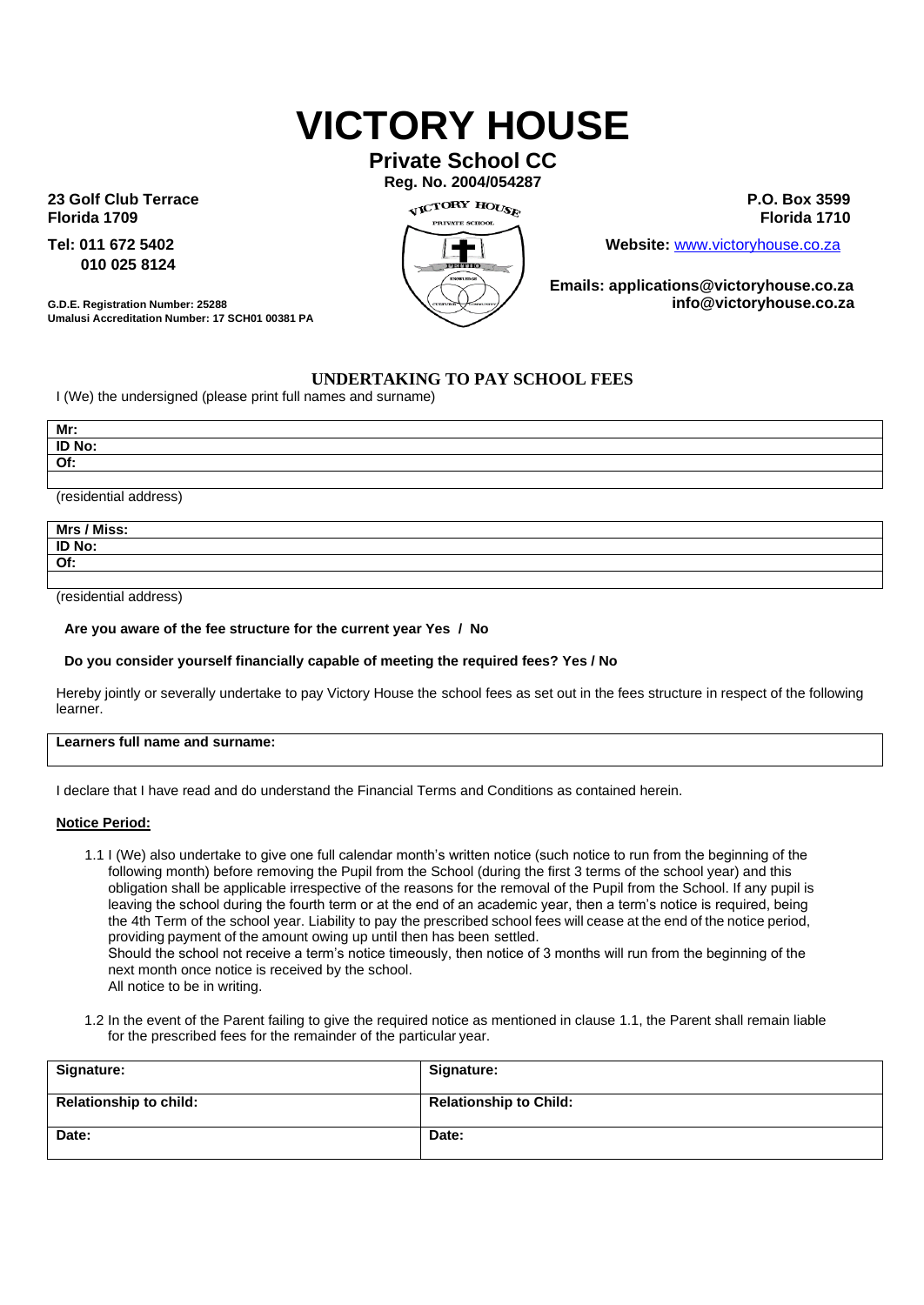# VICTORY HOUSE

**Private School CC**

**Reg. No. 2004/054287**

**23 Golf Club Terrace**
**Florida 1709**

**Tel: 011 672 5402**
**010 025 8124**

**G.D.E. Registration Number: 25288**
**Umalusi Accreditation Number: 17 SCH01 00381 PA**

**P.O. Box 3599**
**Florida 1710**

**Website:** www.victoryhouse.co.za

**Emails: applications@victoryhouse.co.za**
**info@victoryhouse.co.za**

## UNDERTAKING TO PAY SCHOOL FEES

I (We) the undersigned (please print full names and surname)

| |
|---|
| **Mr:** |
| **ID No:** |
| **Of:** |
| |

(residential address)

| |
|---|
| **Mrs / Miss:** |
| **ID No:** |
| **Of:** |
| |

(residential address)

**Are you aware of the fee structure for the current year Yes / No**

**Do you consider yourself financially capable of meeting the required fees? Yes / No**

Hereby jointly or severally undertake to pay Victory House the school fees as set out in the fees structure in respect of the following learner.

| |
|---|
| **Learners full name and surname:** |

I declare that I have read and do understand the Financial Terms and Conditions as contained herein.

**Notice Period:**

1.1 I (We) also undertake to give one full calendar month's written notice (such notice to run from the beginning of the following month) before removing the Pupil from the School (during the first 3 terms of the school year) and this obligation shall be applicable irrespective of the reasons for the removal of the Pupil from the School. If any pupil is leaving the school during the fourth term or at the end of an academic year, then a term's notice is required, being the 4th Term of the school year. Liability to pay the prescribed school fees will cease at the end of the notice period, providing payment of the amount owing up until then has been settled.
Should the school not receive a term's notice timeously, then notice of 3 months will run from the beginning of the next month once notice is received by the school.
All notice to be in writing.

1.2 In the event of the Parent failing to give the required notice as mentioned in clause 1.1, the Parent shall remain liable for the prescribed fees for the remainder of the particular year.

| | |
|---|---|
| **Signature:** | **Signature:** |
| **Relationship to child:** | **Relationship to Child:** |
| **Date:** | **Date:** |